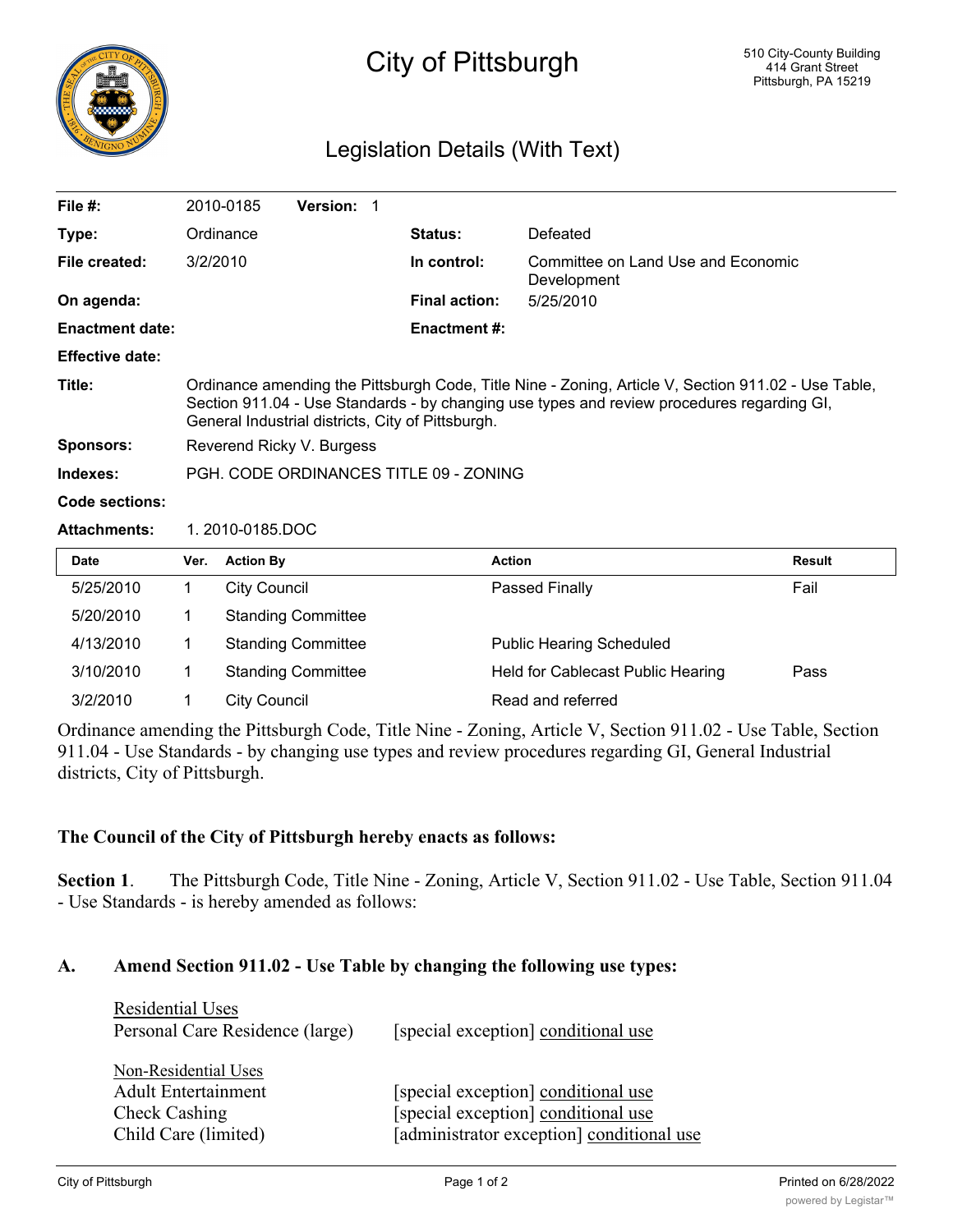# City of Pittsburgh

510 City-County Building
414 Grant Street
Pittsburgh, PA 15219

## Legislation Details (With Text)

| | | | |
|---|---|---|---|
| **File #:** | 2010-0185 **Version:** 1 | | |
| **Type:** | Ordinance | **Status:** | Defeated |
| **File created:** | 3/2/2010 | **In control:** | Committee on Land Use and Economic Development |
| **On agenda:** | | **Final action:** | 5/25/2010 |
| **Enactment date:** | | **Enactment #:** | |
| **Effective date:** | | | |

**Title:** Ordinance amending the Pittsburgh Code, Title Nine - Zoning, Article V, Section 911.02 - Use Table, Section 911.04 - Use Standards - by changing use types and review procedures regarding GI, General Industrial districts, City of Pittsburgh.

**Sponsors:** Reverend Ricky V. Burgess

**Indexes:** PGH. CODE ORDINANCES TITLE 09 - ZONING

**Code sections:**

**Attachments:** 1. 2010-0185.DOC

| Date | Ver. | Action By | Action | Result |
|---|---|---|---|---|
| 5/25/2010 | 1 | City Council | Passed Finally | Fail |
| 5/20/2010 | 1 | Standing Committee | | |
| 4/13/2010 | 1 | Standing Committee | Public Hearing Scheduled | |
| 3/10/2010 | 1 | Standing Committee | Held for Cablecast Public Hearing | Pass |
| 3/2/2010 | 1 | City Council | Read and referred | |

Ordinance amending the Pittsburgh Code, Title Nine - Zoning, Article V, Section 911.02 - Use Table, Section 911.04 - Use Standards - by changing use types and review procedures regarding GI, General Industrial districts, City of Pittsburgh.

**The Council of the City of Pittsburgh hereby enacts as follows:**

**Section 1**. The Pittsburgh Code, Title Nine - Zoning, Article V, Section 911.02 - Use Table, Section 911.04 - Use Standards - is hereby amended as follows:

**A. Amend Section 911.02 - Use Table by changing the following use types:**

<u>Residential Uses</u>

Personal Care Residence (large) [special exception] <u>conditional use</u>

<u>Non-Residential Uses</u>

Adult Entertainment [special exception] <u>conditional use</u>

Check Cashing [special exception] <u>conditional use</u>

Child Care (limited) [administrator exception] <u>conditional use</u>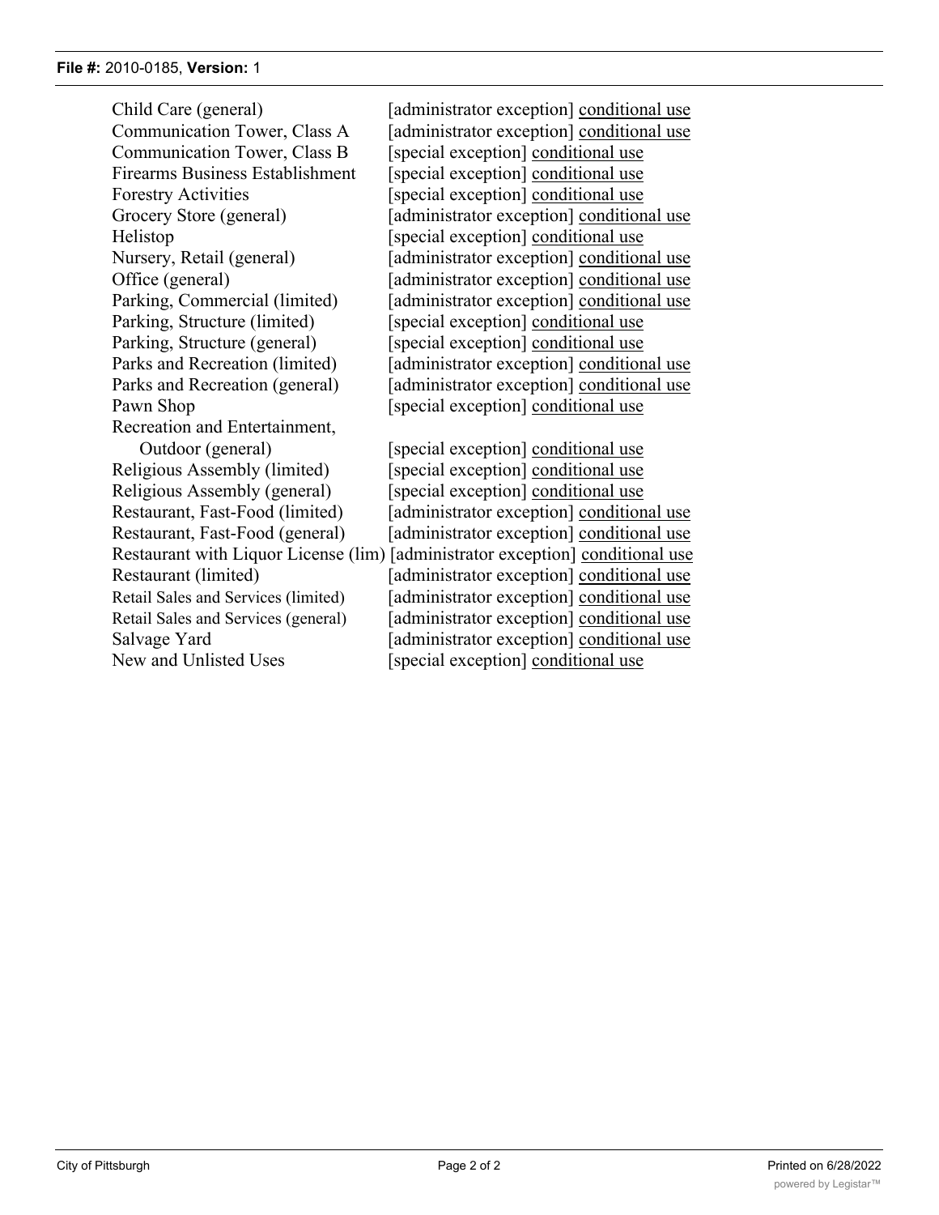| | |
|---|---|
| Child Care (general) | [administrator exception] conditional use |
| Communication Tower, Class A | [administrator exception] conditional use |
| Communication Tower, Class B | [special exception] conditional use |
| Firearms Business Establishment | [special exception] conditional use |
| Forestry Activities | [special exception] conditional use |
| Grocery Store (general) | [administrator exception] conditional use |
| Helistop | [special exception] conditional use |
| Nursery, Retail (general) | [administrator exception] conditional use |
| Office (general) | [administrator exception] conditional use |
| Parking, Commercial (limited) | [administrator exception] conditional use |
| Parking, Structure (limited) | [special exception] conditional use |
| Parking, Structure (general) | [special exception] conditional use |
| Parks and Recreation (limited) | [administrator exception] conditional use |
| Parks and Recreation (general) | [administrator exception] conditional use |
| Pawn Shop | [special exception] conditional use |
| Recreation and Entertainment, Outdoor (general) | [special exception] conditional use |
| Religious Assembly (limited) | [special exception] conditional use |
| Religious Assembly (general) | [special exception] conditional use |
| Restaurant, Fast-Food (limited) | [administrator exception] conditional use |
| Restaurant, Fast-Food (general) | [administrator exception] conditional use |
| Restaurant with Liquor License (lim) | [administrator exception] conditional use |
| Restaurant (limited) | [administrator exception] conditional use |
| Retail Sales and Services (limited) | [administrator exception] conditional use |
| Retail Sales and Services (general) | [administrator exception] conditional use |
| Salvage Yard | [administrator exception] conditional use |
| New and Unlisted Uses | [special exception] conditional use |